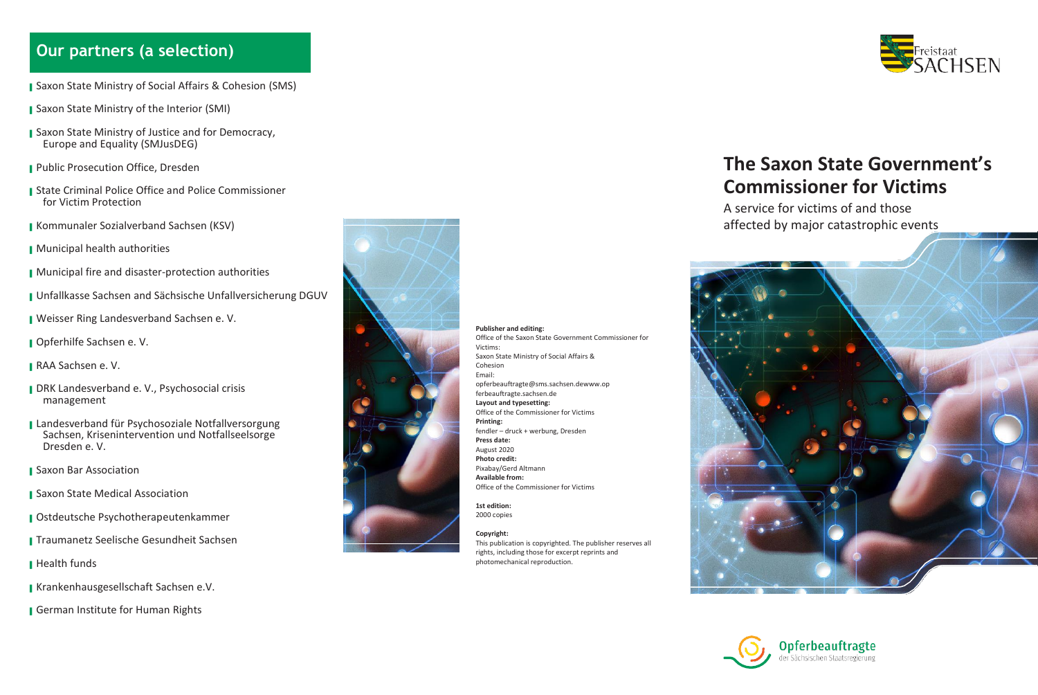## Our partners (a selection)

- Saxon State Ministry of Social Affairs & Cohesion (SMS)
- Saxon State Ministry of the Interior (SMI)
- Saxon State Ministry of Justice and for Democracy, Europe and Equality (SMJusDEG)
- Public Prosecution Office, Dresden
- State Criminal Police Office and Police Commissioner for Victim Protection
- Kommunaler Sozialverband Sachsen (KSV)
- Municipal health authorities
- Municipal fire and disaster-protection authorities
- Unfallkasse Sachsen and Sächsische Unfallversicherung DGUV
- Weisser Ring Landesverband Sachsen e. V.
- Opferhilfe Sachsen e. V.
- RAA Sachsen e. V.
- DRK Landesverband e. V., Psychosocial crisis management
- Landesverband für Psychosoziale Notfallversorgung Sachsen, Krisenintervention und Notfallseelsorge Dresden e. V.
- Saxon Bar Association
- Saxon State Medical Association
- Ostdeutsche Psychotherapeutenkammer
- Traumanetz Seelische Gesundheit Sachsen
- Health funds
- Krankenhausgesellschaft Sachsen e.V.
- German Institute for Human Rights

**Publisher and editing:**
Office of the Saxon State Government Commissioner for Victims:
Saxon State Ministry of Social Affairs & Cohesion
Email:
opferbeauftragte@sms.sachsen.dewww.opferbeauftragte.sachsen.de
**Layout and typesetting:**
Office of the Commissioner for Victims
**Printing:**
fendler – druck + werbung, Dresden
**Press date:**
August 2020
**Photo credit:**
Pixabay/Gerd Altmann
**Available from:**
Office of the Commissioner for Victims

**1st edition:**
2000 copies

**Copyright:**
This publication is copyrighted. The publisher reserves all rights, including those for excerpt reprints and photomechanical reproduction.

Freistaat SACHSEN

# The Saxon State Government's Commissioner for Victims

A service for victims of and those affected by major catastrophic events

Opferbeauftragte der Sächsischen Staatsregierung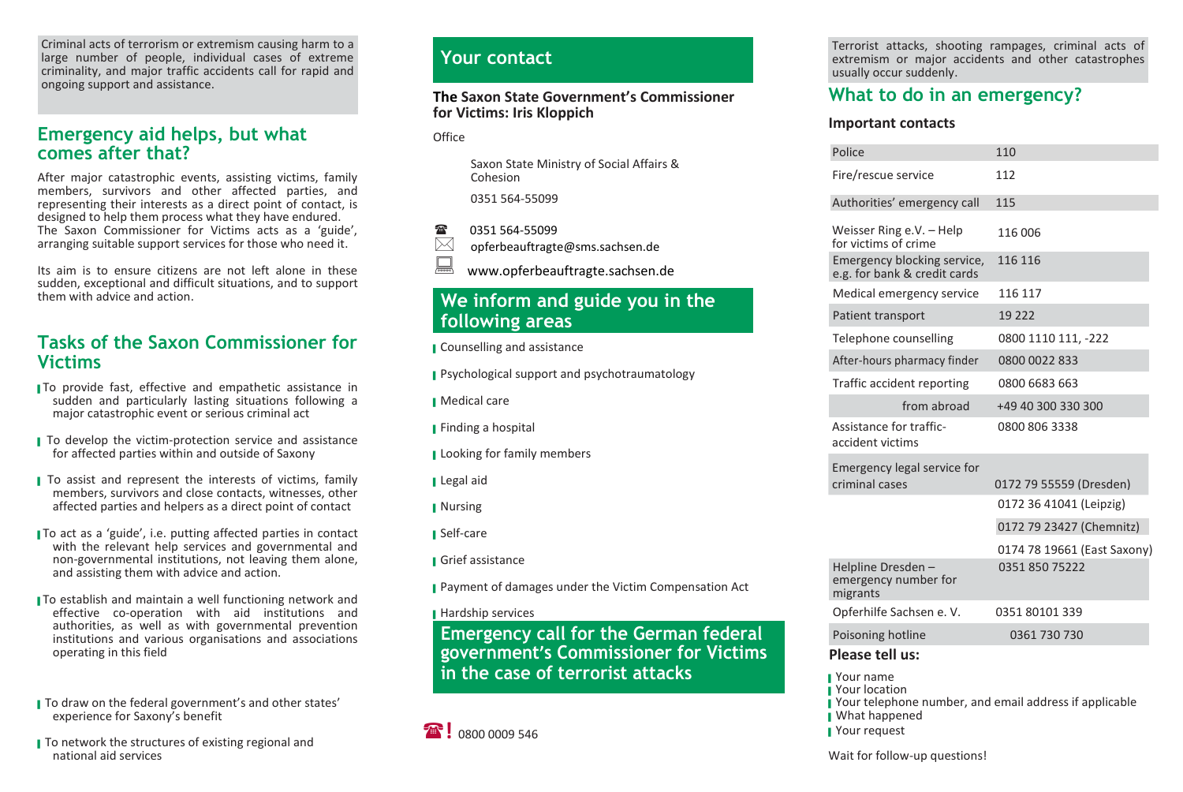Criminal acts of terrorism or extremism causing harm to a large number of people, individual cases of extreme criminality, and major traffic accidents call for rapid and ongoing support and assistance.

## Emergency aid helps, but what comes after that?

After major catastrophic events, assisting victims, family members, survivors and other affected parties, and representing their interests as a direct point of contact, is designed to help them process what they have endured. The Saxon Commissioner for Victims acts as a 'guide', arranging suitable support services for those who need it.

Its aim is to ensure citizens are not left alone in these sudden, exceptional and difficult situations, and to support them with advice and action.

## Tasks of the Saxon Commissioner for Victims

- To provide fast, effective and empathetic assistance in sudden and particularly lasting situations following a major catastrophic event or serious criminal act
- To develop the victim-protection service and assistance for affected parties within and outside of Saxony
- To assist and represent the interests of victims, family members, survivors and close contacts, witnesses, other affected parties and helpers as a direct point of contact
- To act as a 'guide', i.e. putting affected parties in contact with the relevant help services and governmental and non-governmental institutions, not leaving them alone, and assisting them with advice and action.
- To establish and maintain a well functioning network and effective co-operation with aid institutions and authorities, as well as with governmental prevention institutions and various organisations and associations operating in this field
- To draw on the federal government's and other states' experience for Saxony's benefit
- To network the structures of existing regional and national aid services

## Your contact

**The Saxon State Government's Commissioner for Victims: Iris Kloppich**

Office

Saxon State Ministry of Social Affairs & Cohesion

0351 564-55099

☎ 0351 564-55099

✉ opferbeauftragte@sms.sachsen.de

www.opferbeauftragte.sachsen.de

## We inform and guide you in the following areas

- Counselling and assistance
- Psychological support and psychotraumatology
- Medical care
- Finding a hospital
- Looking for family members
- Legal aid
- Nursing
- Self-care
- Grief assistance
- Payment of damages under the Victim Compensation Act
- Hardship services

## Emergency call for the German federal government's Commissioner for Victims in the case of terrorist attacks

☎! 0800 0009 546

Terrorist attacks, shooting rampages, criminal acts of extremism or major accidents and other catastrophes usually occur suddenly.

## What to do in an emergency?

### Important contacts

| | |
|---|---|
| Police | 110 |
| Fire/rescue service | 112 |
| Authorities' emergency call | 115 |
| Weisser Ring e.V. – Help for victims of crime | 116 006 |
| Emergency blocking service, e.g. for bank & credit cards | 116 116 |
| Medical emergency service | 116 117 |
| Patient transport | 19 222 |
| Telephone counselling | 0800 1110 111, -222 |
| After-hours pharmacy finder | 0800 0022 833 |
| Traffic accident reporting | 0800 6683 663 |
| from abroad | +49 40 300 330 300 |
| Assistance for traffic-accident victims | 0800 806 3338 |
| Emergency legal service for criminal cases | 0172 79 55559 (Dresden) |
| | 0172 36 41041 (Leipzig) |
| | 0172 79 23427 (Chemnitz) |
| | 0174 78 19661 (East Saxony) |
| Helpline Dresden – emergency number for migrants | 0351 850 75222 |
| Opferhilfe Sachsen e. V. | 0351 80101 339 |
| Poisoning hotline | 0361 730 730 |

### Please tell us:

- Your name
- Your location
- Your telephone number, and email address if applicable
- What happened
- Your request

Wait for follow-up questions!